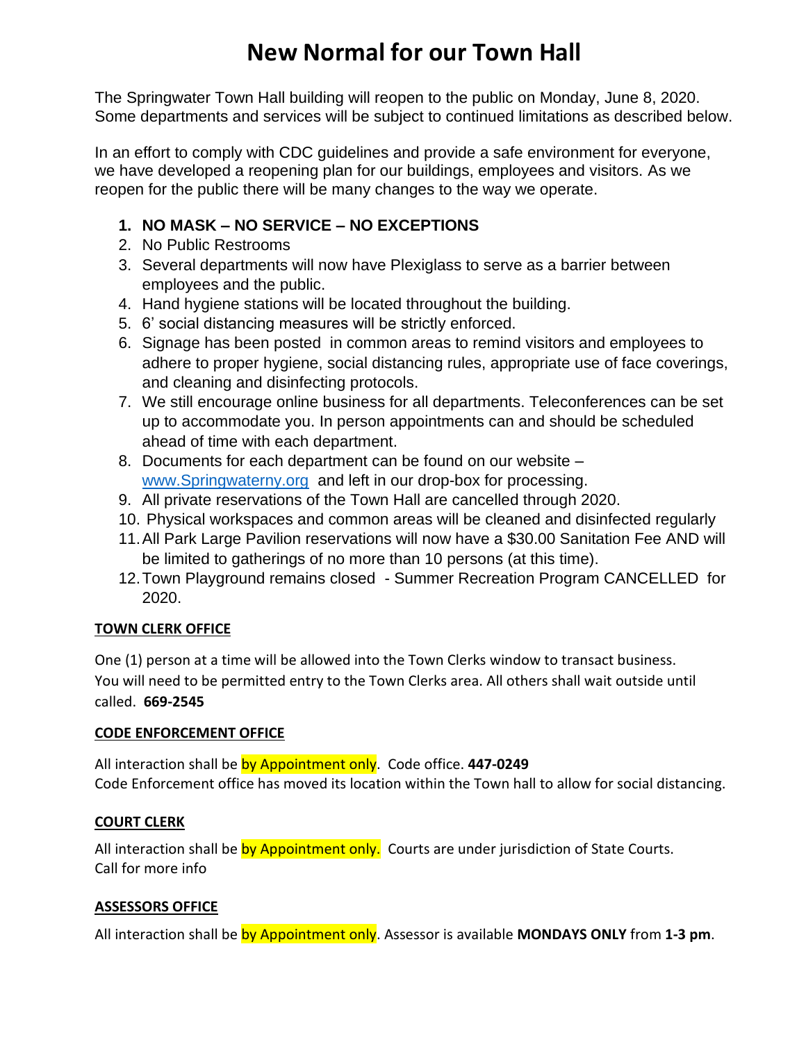# New Normal for our Town Hall

The Springwater Town Hall building will reopen to the public on Monday, June 8, 2020. Some departments and services will be subject to continued limitations as described below.

In an effort to comply with CDC guidelines and provide a safe environment for everyone, we have developed a reopening plan for our buildings, employees and visitors. As we reopen for the public there will be many changes to the way we operate.

1. **NO MASK – NO SERVICE – NO EXCEPTIONS**
2. No Public Restrooms
3. Several departments will now have Plexiglass to serve as a barrier between employees and the public.
4. Hand hygiene stations will be located throughout the building.
5. 6' social distancing measures will be strictly enforced.
6. Signage has been posted in common areas to remind visitors and employees to adhere to proper hygiene, social distancing rules, appropriate use of face coverings, and cleaning and disinfecting protocols.
7. We still encourage online business for all departments. Teleconferences can be set up to accommodate you. In person appointments can and should be scheduled ahead of time with each department.
8. Documents for each department can be found on our website – www.Springwaterny.org and left in our drop-box for processing.
9. All private reservations of the Town Hall are cancelled through 2020.
10. Physical workspaces and common areas will be cleaned and disinfected regularly
11. All Park Large Pavilion reservations will now have a $30.00 Sanitation Fee AND will be limited to gatherings of no more than 10 persons (at this time).
12. Town Playground remains closed - Summer Recreation Program CANCELLED for 2020.

**TOWN CLERK OFFICE**

One (1) person at a time will be allowed into the Town Clerks window to transact business. You will need to be permitted entry to the Town Clerks area. All others shall wait outside until called. **669-2545**

**CODE ENFORCEMENT OFFICE**

All interaction shall be by Appointment only. Code office. **447-0249**
Code Enforcement office has moved its location within the Town hall to allow for social distancing.

**COURT CLERK**

All interaction shall be by Appointment only. Courts are under jurisdiction of State Courts.
Call for more info

**ASSESSORS OFFICE**

All interaction shall be by Appointment only. Assessor is available **MONDAYS ONLY** from **1-3 pm**.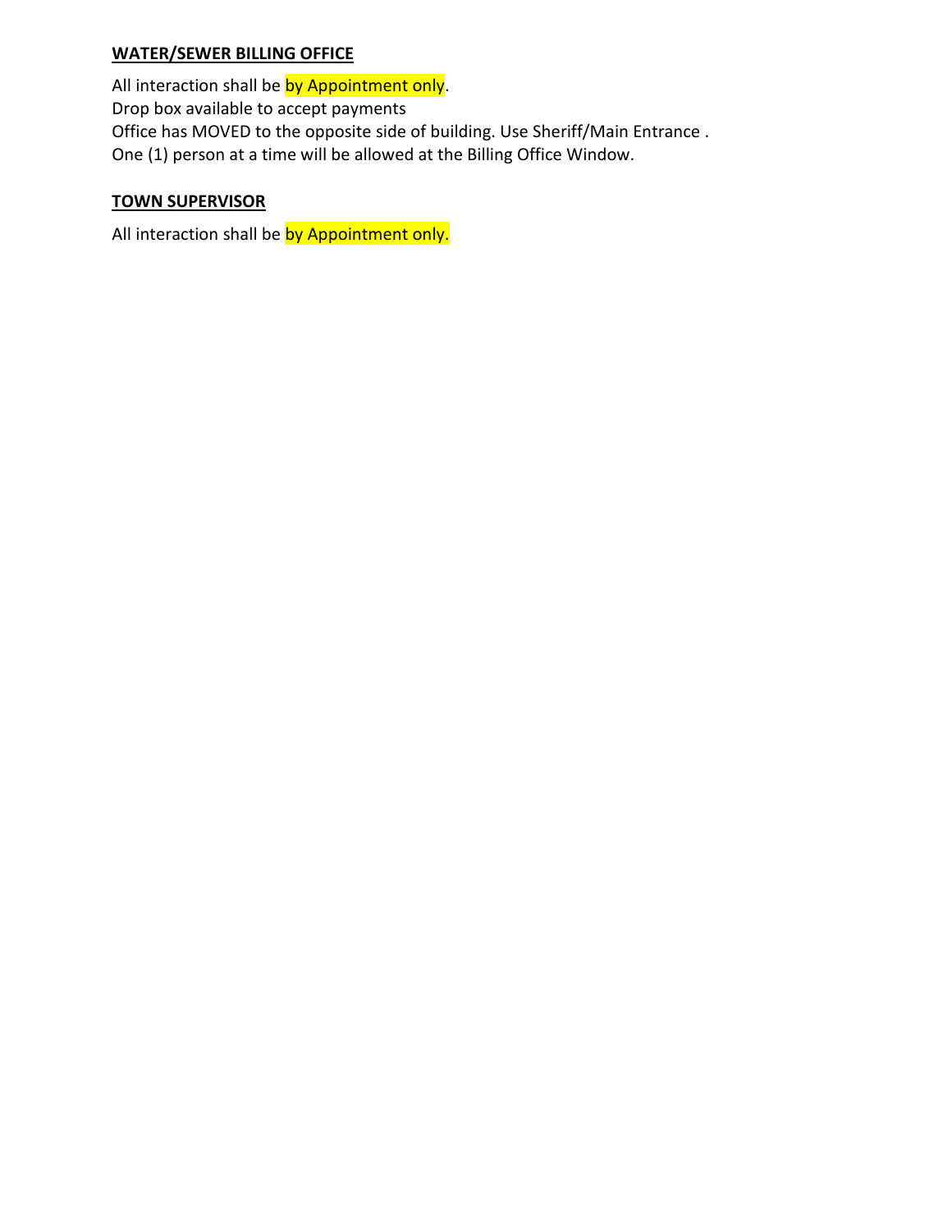**WATER/SEWER BILLING OFFICE**

All interaction shall be by Appointment only.
Drop box available to accept payments
Office has MOVED to the opposite side of building. Use Sheriff/Main Entrance .
One (1) person at a time will be allowed at the Billing Office Window.

**TOWN SUPERVISOR**

All interaction shall be by Appointment only.